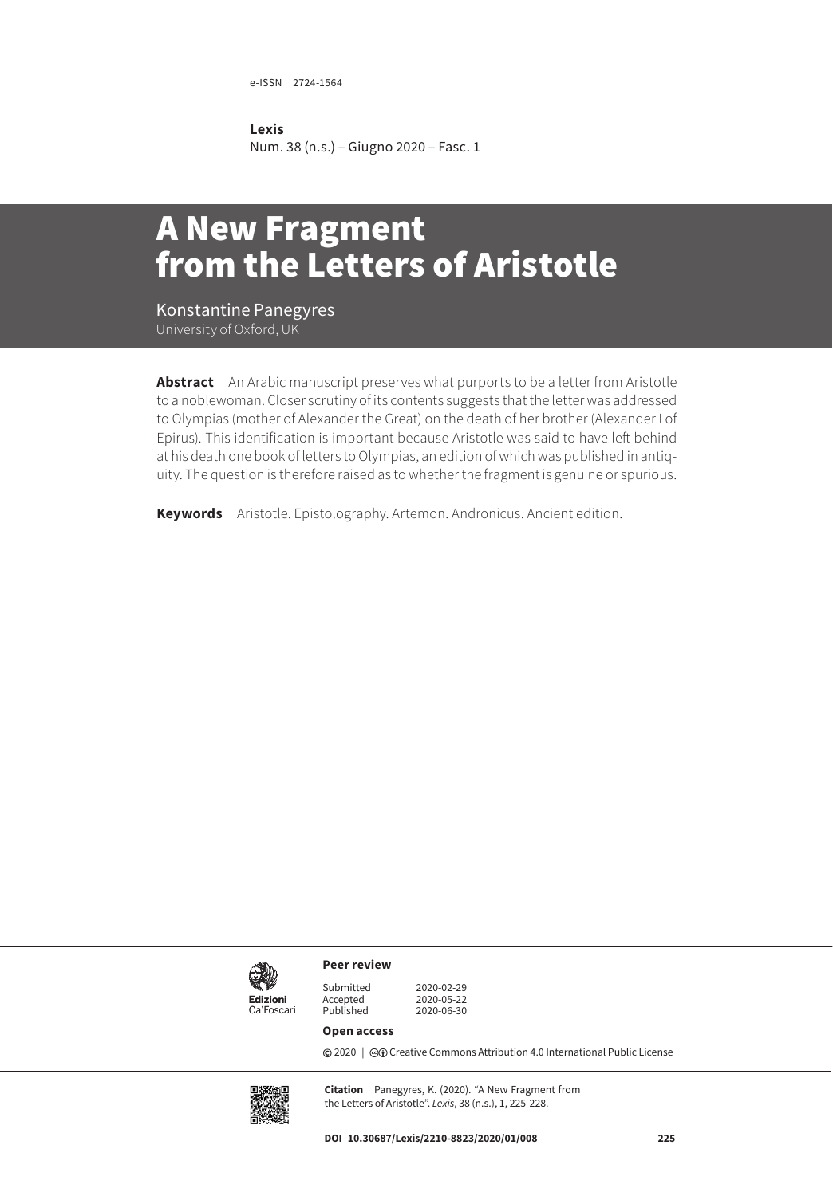e-ISSN 2724-1564

**Lexis**
Num. 38 (n.s.) – Giugno 2020 – Fasc. 1

# A New Fragment from the Letters of Aristotle

Konstantine Panegyres
University of Oxford, UK

**Abstract** An Arabic manuscript preserves what purports to be a letter from Aristotle to a noblewoman. Closer scrutiny of its contents suggests that the letter was addressed to Olympias (mother of Alexander the Great) on the death of her brother (Alexander I of Epirus). This identification is important because Aristotle was said to have left behind at his death one book of letters to Olympias, an edition of which was published in antiquity. The question is therefore raised as to whether the fragment is genuine or spurious.

**Keywords** Aristotle. Epistolography. Artemon. Andronicus. Ancient edition.

**Peer review**

Submitted 2020-02-29
Accepted 2020-05-22
Published 2020-06-30

**Open access**

© 2020 | Creative Commons Attribution 4.0 International Public License

**Citation** Panegyres, K. (2020). "A New Fragment from the Letters of Aristotle". *Lexis*, 38 (n.s.), 1, 225-228.

DOI 10.30687/Lexis/2210-8823/2020/01/008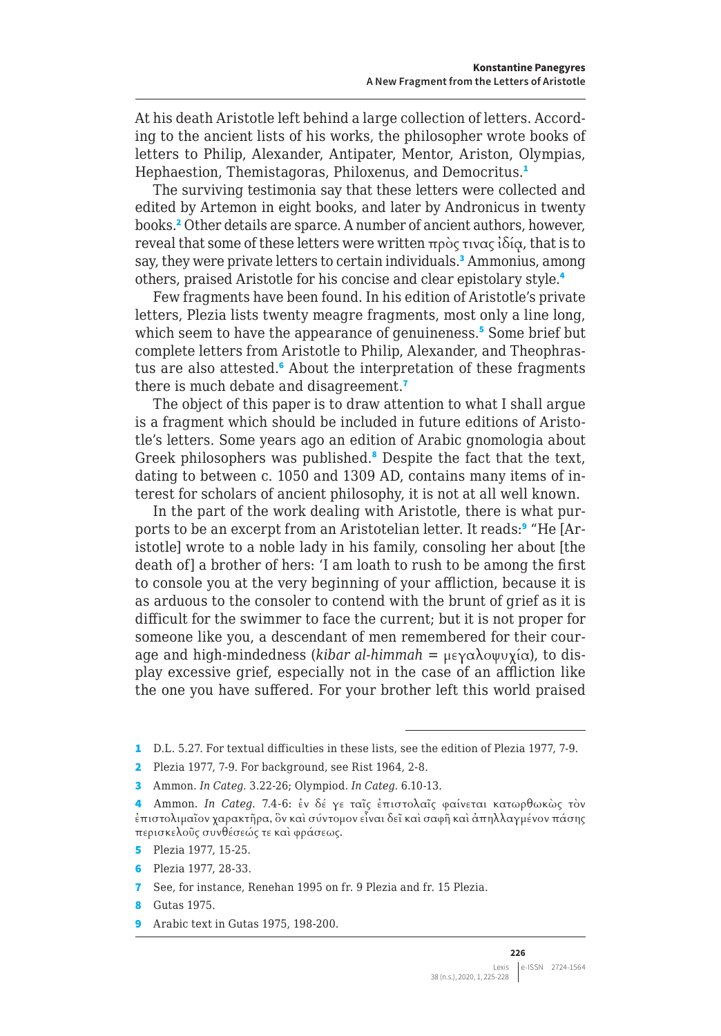At his death Aristotle left behind a large collection of letters. According to the ancient lists of his works, the philosopher wrote books of letters to Philip, Alexander, Antipater, Mentor, Ariston, Olympias, Hephaestion, Themistagoras, Philoxenus, and Democritus.[1]

The surviving testimonia say that these letters were collected and edited by Artemon in eight books, and later by Andronicus in twenty books.[2] Other details are sparce. A number of ancient authors, however, reveal that some of these letters were written πρὸς τινας ἰδίᾳ, that is to say, they were private letters to certain individuals.[3] Ammonius, among others, praised Aristotle for his concise and clear epistolary style.[4]

Few fragments have been found. In his edition of Aristotle's private letters, Plezia lists twenty meagre fragments, most only a line long, which seem to have the appearance of genuineness.[5] Some brief but complete letters from Aristotle to Philip, Alexander, and Theophrastus are also attested.[6] About the interpretation of these fragments there is much debate and disagreement.[7]

The object of this paper is to draw attention to what I shall argue is a fragment which should be included in future editions of Aristotle's letters. Some years ago an edition of Arabic gnomologia about Greek philosophers was published.[8] Despite the fact that the text, dating to between c. 1050 and 1309 AD, contains many items of interest for scholars of ancient philosophy, it is not at all well known.

In the part of the work dealing with Aristotle, there is what purports to be an excerpt from an Aristotelian letter. It reads:[9] "He [Aristotle] wrote to a noble lady in his family, consoling her about [the death of] a brother of hers: 'I am loath to rush to be among the first to console you at the very beginning of your affliction, because it is as arduous to the consoler to contend with the brunt of grief as it is difficult for the swimmer to face the current; but it is not proper for someone like you, a descendant of men remembered for their courage and high-mindedness (*kibar al-himmah* = μεγαλοψυχία), to display excessive grief, especially not in the case of an affliction like the one you have suffered. For your brother left this world praised

---

1 D.L. 5.27. For textual difficulties in these lists, see the edition of Plezia 1977, 7-9.

2 Plezia 1977, 7-9. For background, see Rist 1964, 2-8.

3 Ammon. *In Categ.* 3.22-26; Olympiod. *In Categ.* 6.10-13.

4 Ammon. *In Categ.* 7.4-6: ἐν δέ γε ταῖς ἐπιστολαῖς φαίνεται κατωρθωκὼς τὸν ἐπιστολιμαῖον χαρακτῆρα, ὃν καὶ σύντομον εἶναι δεῖ καὶ σαφῆ καὶ ἀπηλλαγμένον πάσης περισκελοῦς συνθέσεώς τε καὶ φράσεως.

5 Plezia 1977, 15-25.

6 Plezia 1977, 28-33.

7 See, for instance, Renehan 1995 on fr. 9 Plezia and fr. 15 Plezia.

8 Gutas 1975.

9 Arabic text in Gutas 1975, 198-200.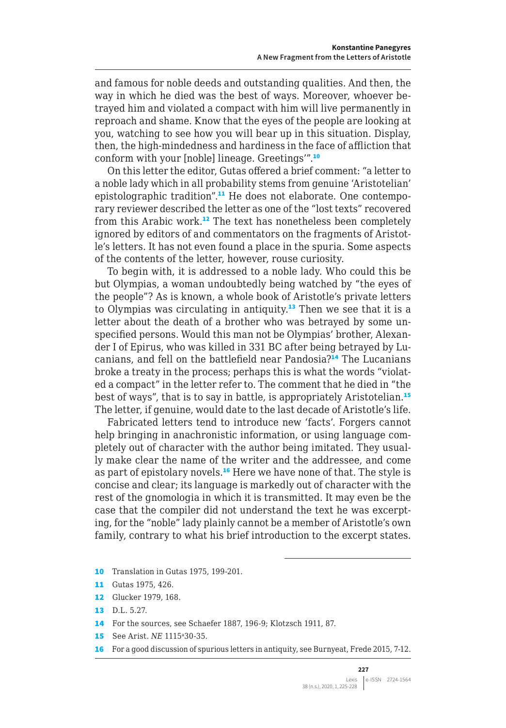and famous for noble deeds and outstanding qualities. And then, the way in which he died was the best of ways. Moreover, whoever betrayed him and violated a compact with him will live permanently in reproach and shame. Know that the eyes of the people are looking at you, watching to see how you will bear up in this situation. Display, then, the high-mindedness and hardiness in the face of affliction that conform with your [noble] lineage. Greetings'".[10]

On this letter the editor, Gutas offered a brief comment: "a letter to a noble lady which in all probability stems from genuine 'Aristotelian' epistolographic tradition".[11] He does not elaborate. One contemporary reviewer described the letter as one of the "lost texts" recovered from this Arabic work.[12] The text has nonetheless been completely ignored by editors of and commentators on the fragments of Aristotle's letters. It has not even found a place in the spuria. Some aspects of the contents of the letter, however, rouse curiosity.

To begin with, it is addressed to a noble lady. Who could this be but Olympias, a woman undoubtedly being watched by "the eyes of the people"? As is known, a whole book of Aristotle's private letters to Olympias was circulating in antiquity.[13] Then we see that it is a letter about the death of a brother who was betrayed by some unspecified persons. Would this man not be Olympias' brother, Alexander I of Epirus, who was killed in 331 BC after being betrayed by Lucanians, and fell on the battlefield near Pandosia?[14] The Lucanians broke a treaty in the process; perhaps this is what the words "violated a compact" in the letter refer to. The comment that he died in "the best of ways", that is to say in battle, is appropriately Aristotelian.[15] The letter, if genuine, would date to the last decade of Aristotle's life.

Fabricated letters tend to introduce new 'facts'. Forgers cannot help bringing in anachronistic information, or using language completely out of character with the author being imitated. They usually make clear the name of the writer and the addressee, and come as part of epistolary novels.[16] Here we have none of that. The style is concise and clear; its language is markedly out of character with the rest of the gnomologia in which it is transmitted. It may even be the case that the compiler did not understand the text he was excerpting, for the "noble" lady plainly cannot be a member of Aristotle's own family, contrary to what his brief introduction to the excerpt states.

---

10 Translation in Gutas 1975, 199-201.

11 Gutas 1975, 426.

12 Glucker 1979, 168.

13 D.L. 5.27.

14 For the sources, see Schaefer 1887, 196-9; Klotzsch 1911, 87.

15 See Arist. *NE* 1115a30-35.

16 For a good discussion of spurious letters in antiquity, see Burnyeat, Frede 2015, 7-12.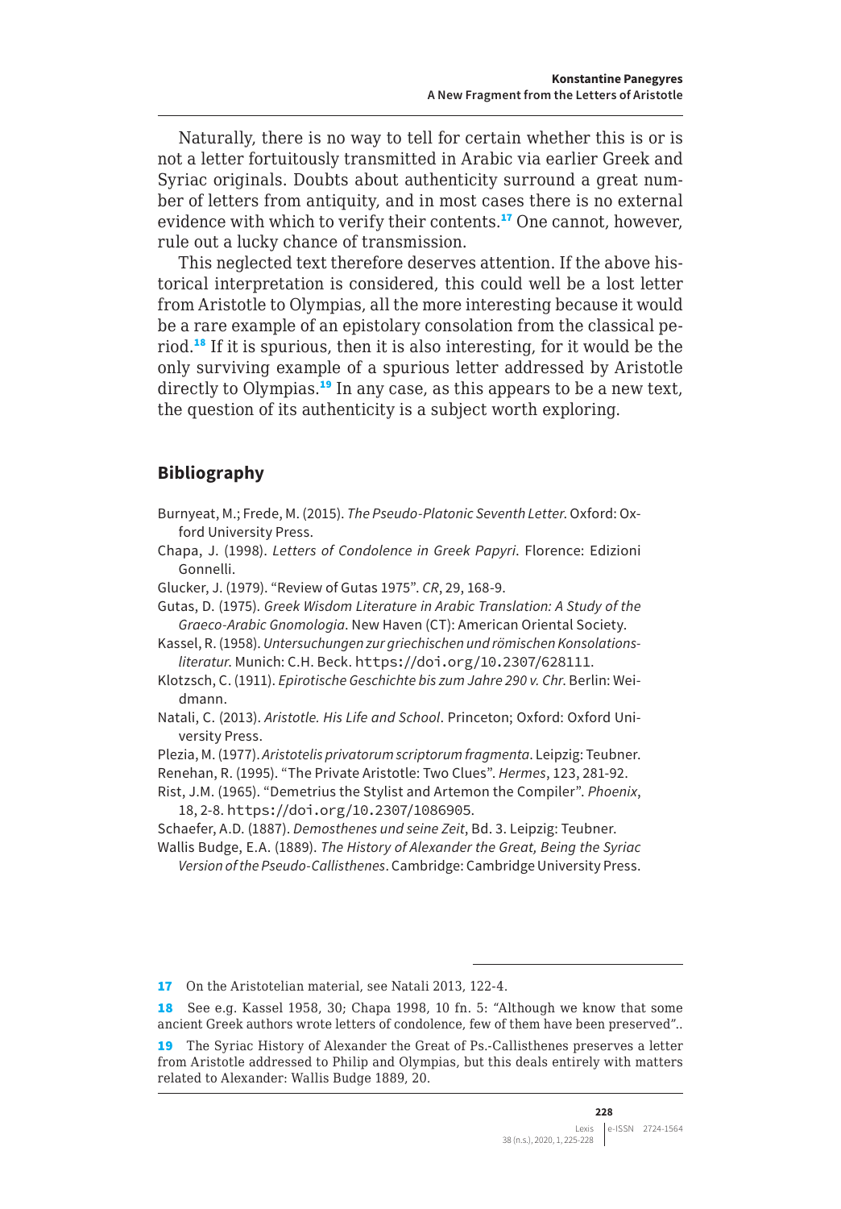Naturally, there is no way to tell for certain whether this is or is not a letter fortuitously transmitted in Arabic via earlier Greek and Syriac originals. Doubts about authenticity surround a great number of letters from antiquity, and in most cases there is no external evidence with which to verify their contents.[17] One cannot, however, rule out a lucky chance of transmission.

This neglected text therefore deserves attention. If the above historical interpretation is considered, this could well be a lost letter from Aristotle to Olympias, all the more interesting because it would be a rare example of an epistolary consolation from the classical period.[18] If it is spurious, then it is also interesting, for it would be the only surviving example of a spurious letter addressed by Aristotle directly to Olympias.[19] In any case, as this appears to be a new text, the question of its authenticity is a subject worth exploring.

## Bibliography

Burnyeat, M.; Frede, M. (2015). *The Pseudo-Platonic Seventh Letter*. Oxford: Oxford University Press.

Chapa, J. (1998). *Letters of Condolence in Greek Papyri*. Florence: Edizioni Gonnelli.

Glucker, J. (1979). "Review of Gutas 1975". *CR*, 29, 168-9.

Gutas, D. (1975). *Greek Wisdom Literature in Arabic Translation: A Study of the Graeco-Arabic Gnomologia*. New Haven (CT): American Oriental Society.

Kassel, R. (1958). *Untersuchungen zur griechischen und römischen Konsolationsliteratur*. Munich: C.H. Beck. https://doi.org/10.2307/628111.

Klotzsch, C. (1911). *Epirotische Geschichte bis zum Jahre 290 v. Chr*. Berlin: Weidmann.

Natali, C. (2013). *Aristotle. His Life and School*. Princeton; Oxford: Oxford University Press.

Plezia, M. (1977). *Aristotelis privatorum scriptorum fragmenta*. Leipzig: Teubner.

Renehan, R. (1995). "The Private Aristotle: Two Clues". *Hermes*, 123, 281-92.

Rist, J.M. (1965). "Demetrius the Stylist and Artemon the Compiler". *Phoenix*, 18, 2-8. https://doi.org/10.2307/1086905.

Schaefer, A.D. (1887). *Demosthenes und seine Zeit*, Bd. 3. Leipzig: Teubner.

Wallis Budge, E.A. (1889). *The History of Alexander the Great, Being the Syriac Version of the Pseudo-Callisthenes*. Cambridge: Cambridge University Press.

---

17 On the Aristotelian material, see Natali 2013, 122-4.

18 See e.g. Kassel 1958, 30; Chapa 1998, 10 fn. 5: "Although we know that some ancient Greek authors wrote letters of condolence, few of them have been preserved"..

19 The Syriac History of Alexander the Great of Ps.-Callisthenes preserves a letter from Aristotle addressed to Philip and Olympias, but this deals entirely with matters related to Alexander: Wallis Budge 1889, 20.